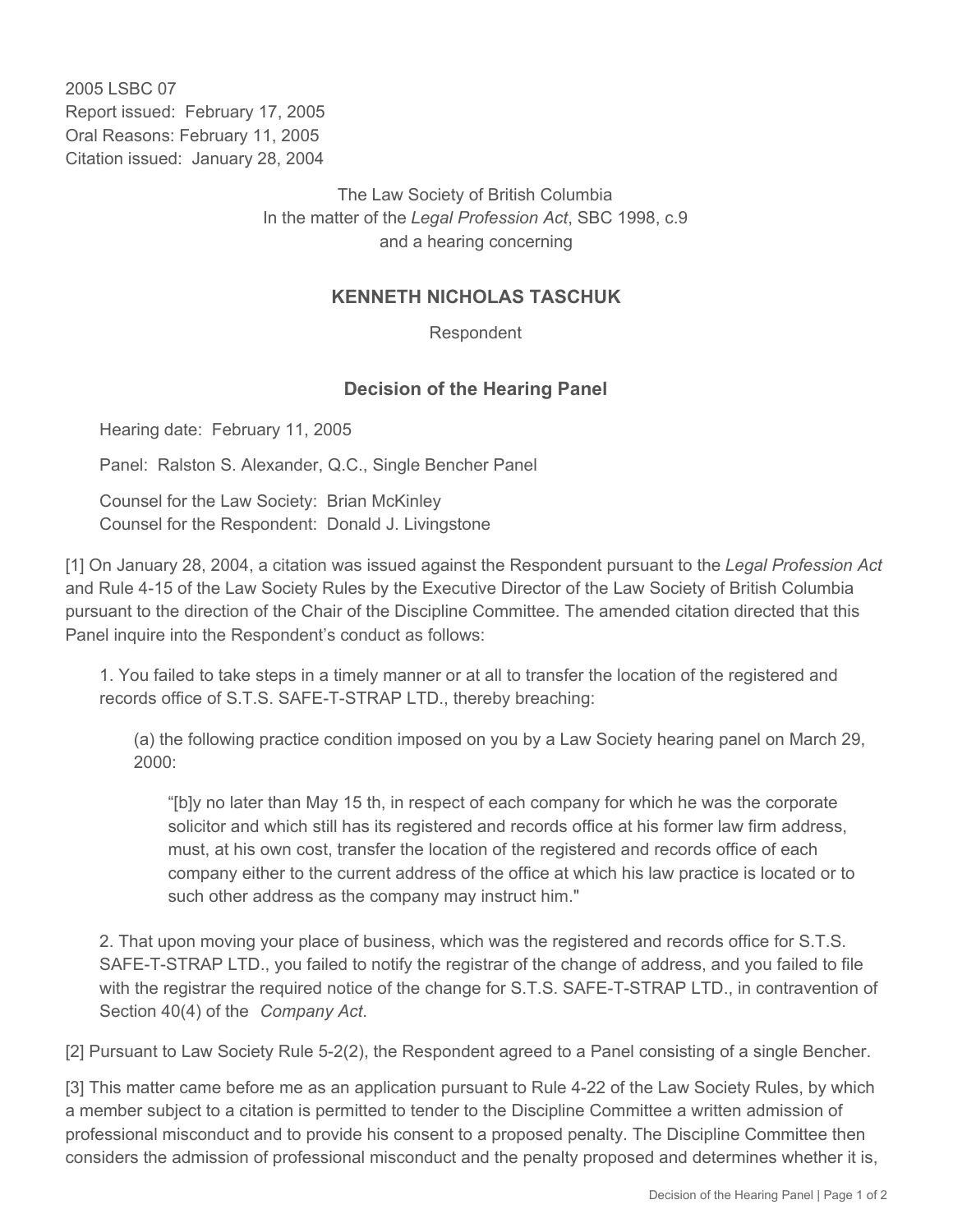2005 LSBC 07
Report issued: February 17, 2005
Oral Reasons: February 11, 2005
Citation issued: January 28, 2004

The Law Society of British Columbia
In the matter of the *Legal Profession Act*, SBC 1998, c.9
and a hearing concerning

## KENNETH NICHOLAS TASCHUK

Respondent

## Decision of the Hearing Panel

Hearing date: February 11, 2005

Panel: Ralston S. Alexander, Q.C., Single Bencher Panel

Counsel for the Law Society: Brian McKinley
Counsel for the Respondent: Donald J. Livingstone

[1] On January 28, 2004, a citation was issued against the Respondent pursuant to the *Legal Profession Act* and Rule 4-15 of the Law Society Rules by the Executive Director of the Law Society of British Columbia pursuant to the direction of the Chair of the Discipline Committee. The amended citation directed that this Panel inquire into the Respondent's conduct as follows:

> 1. You failed to take steps in a timely manner or at all to transfer the location of the registered and records office of S.T.S. SAFE-T-STRAP LTD., thereby breaching:
>
> > (a) the following practice condition imposed on you by a Law Society hearing panel on March 29, 2000:
> >
> > > "[b]y no later than May 15 th, in respect of each company for which he was the corporate solicitor and which still has its registered and records office at his former law firm address, must, at his own cost, transfer the location of the registered and records office of each company either to the current address of the office at which his law practice is located or to such other address as the company may instruct him."
>
> 2. That upon moving your place of business, which was the registered and records office for S.T.S. SAFE-T-STRAP LTD., you failed to notify the registrar of the change of address, and you failed to file with the registrar the required notice of the change for S.T.S. SAFE-T-STRAP LTD., in contravention of Section 40(4) of the *Company Act*.

[2] Pursuant to Law Society Rule 5-2(2), the Respondent agreed to a Panel consisting of a single Bencher.

[3] This matter came before me as an application pursuant to Rule 4-22 of the Law Society Rules, by which a member subject to a citation is permitted to tender to the Discipline Committee a written admission of professional misconduct and to provide his consent to a proposed penalty. The Discipline Committee then considers the admission of professional misconduct and the penalty proposed and determines whether it is,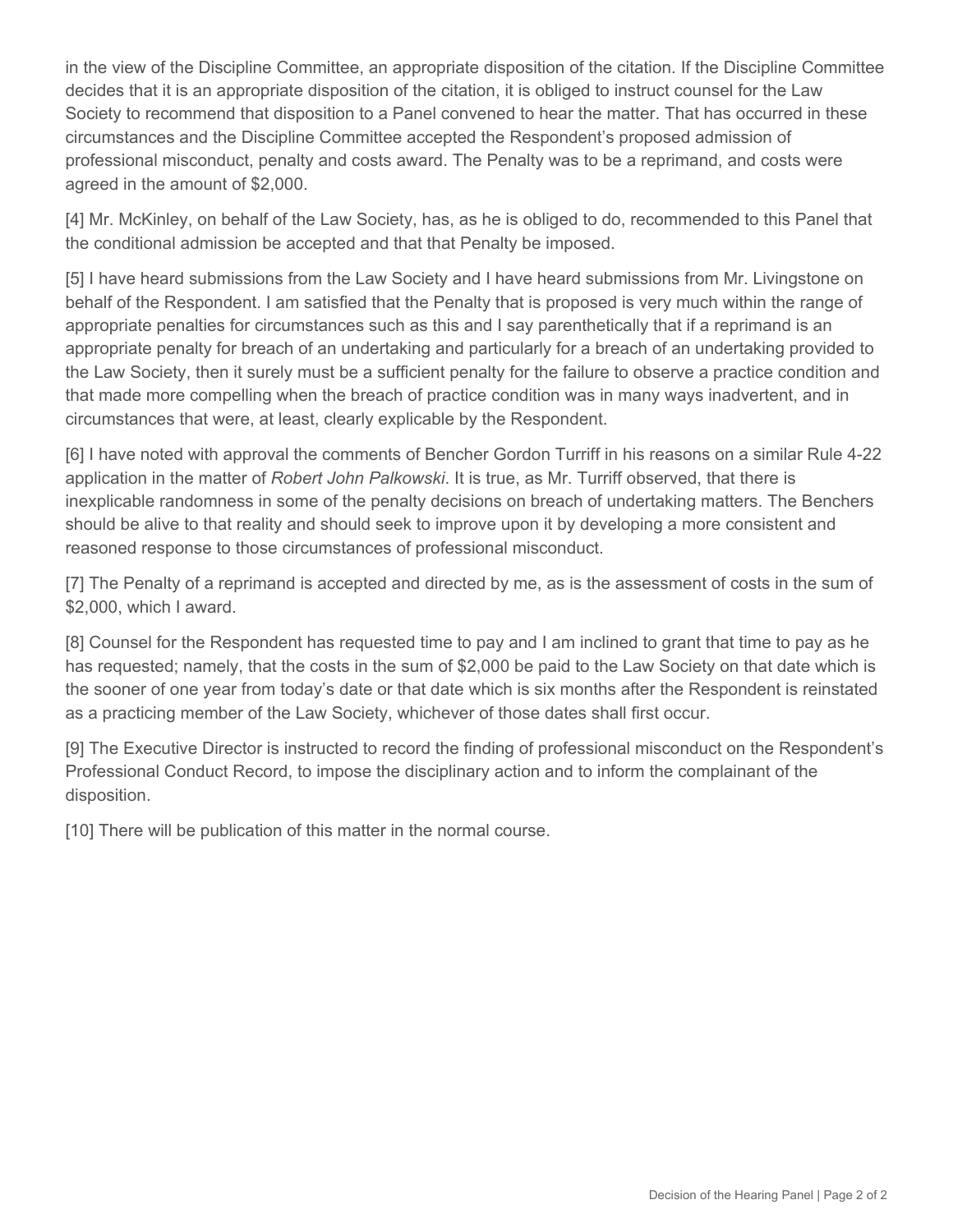in the view of the Discipline Committee, an appropriate disposition of the citation. If the Discipline Committee decides that it is an appropriate disposition of the citation, it is obliged to instruct counsel for the Law Society to recommend that disposition to a Panel convened to hear the matter. That has occurred in these circumstances and the Discipline Committee accepted the Respondent's proposed admission of professional misconduct, penalty and costs award. The Penalty was to be a reprimand, and costs were agreed in the amount of $2,000.

[4] Mr. McKinley, on behalf of the Law Society, has, as he is obliged to do, recommended to this Panel that the conditional admission be accepted and that that Penalty be imposed.

[5] I have heard submissions from the Law Society and I have heard submissions from Mr. Livingstone on behalf of the Respondent. I am satisfied that the Penalty that is proposed is very much within the range of appropriate penalties for circumstances such as this and I say parenthetically that if a reprimand is an appropriate penalty for breach of an undertaking and particularly for a breach of an undertaking provided to the Law Society, then it surely must be a sufficient penalty for the failure to observe a practice condition and that made more compelling when the breach of practice condition was in many ways inadvertent, and in circumstances that were, at least, clearly explicable by the Respondent.

[6] I have noted with approval the comments of Bencher Gordon Turriff in his reasons on a similar Rule 4-22 application in the matter of *Robert John Palkowski*. It is true, as Mr. Turriff observed, that there is inexplicable randomness in some of the penalty decisions on breach of undertaking matters. The Benchers should be alive to that reality and should seek to improve upon it by developing a more consistent and reasoned response to those circumstances of professional misconduct.

[7] The Penalty of a reprimand is accepted and directed by me, as is the assessment of costs in the sum of $2,000, which I award.

[8] Counsel for the Respondent has requested time to pay and I am inclined to grant that time to pay as he has requested; namely, that the costs in the sum of $2,000 be paid to the Law Society on that date which is the sooner of one year from today's date or that date which is six months after the Respondent is reinstated as a practicing member of the Law Society, whichever of those dates shall first occur.

[9] The Executive Director is instructed to record the finding of professional misconduct on the Respondent's Professional Conduct Record, to impose the disciplinary action and to inform the complainant of the disposition.

[10] There will be publication of this matter in the normal course.